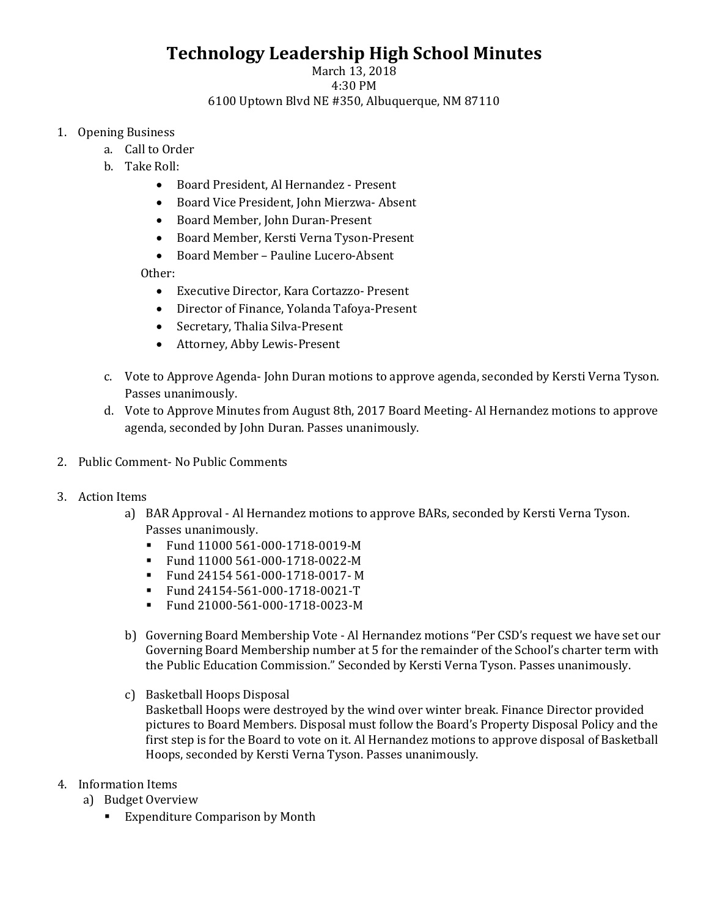# Technology Leadership High School Minutes

March 13, 2018
4:30 PM
6100 Uptown Blvd NE #350, Albuquerque, NM 87110

1. Opening Business
   a. Call to Order
   b. Take Roll:
      - Board President, Al Hernandez - Present
      - Board Vice President, John Mierzwa- Absent
      - Board Member, John Duran-Present
      - Board Member, Kersti Verna Tyson-Present
      - Board Member – Pauline Lucero-Absent

      Other:
      - Executive Director, Kara Cortazzo- Present
      - Director of Finance, Yolanda Tafoya-Present
      - Secretary, Thalia Silva-Present
      - Attorney, Abby Lewis-Present

   c. Vote to Approve Agenda- John Duran motions to approve agenda, seconded by Kersti Verna Tyson. Passes unanimously.
   d. Vote to Approve Minutes from August 8th, 2017 Board Meeting- Al Hernandez motions to approve agenda, seconded by John Duran. Passes unanimously.

2. Public Comment- No Public Comments

3. Action Items
   a) BAR Approval - Al Hernandez motions to approve BARs, seconded by Kersti Verna Tyson. Passes unanimously.
      - Fund 11000 561-000-1718-0019-M
      - Fund 11000 561-000-1718-0022-M
      - Fund 24154 561-000-1718-0017- M
      - Fund 24154-561-000-1718-0021-T
      - Fund 21000-561-000-1718-0023-M

   b) Governing Board Membership Vote - Al Hernandez motions "Per CSD's request we have set our Governing Board Membership number at 5 for the remainder of the School's charter term with the Public Education Commission." Seconded by Kersti Verna Tyson. Passes unanimously.

   c) Basketball Hoops Disposal
      Basketball Hoops were destroyed by the wind over winter break. Finance Director provided pictures to Board Members. Disposal must follow the Board's Property Disposal Policy and the first step is for the Board to vote on it. Al Hernandez motions to approve disposal of Basketball Hoops, seconded by Kersti Verna Tyson. Passes unanimously.

4. Information Items
   a) Budget Overview
      - Expenditure Comparison by Month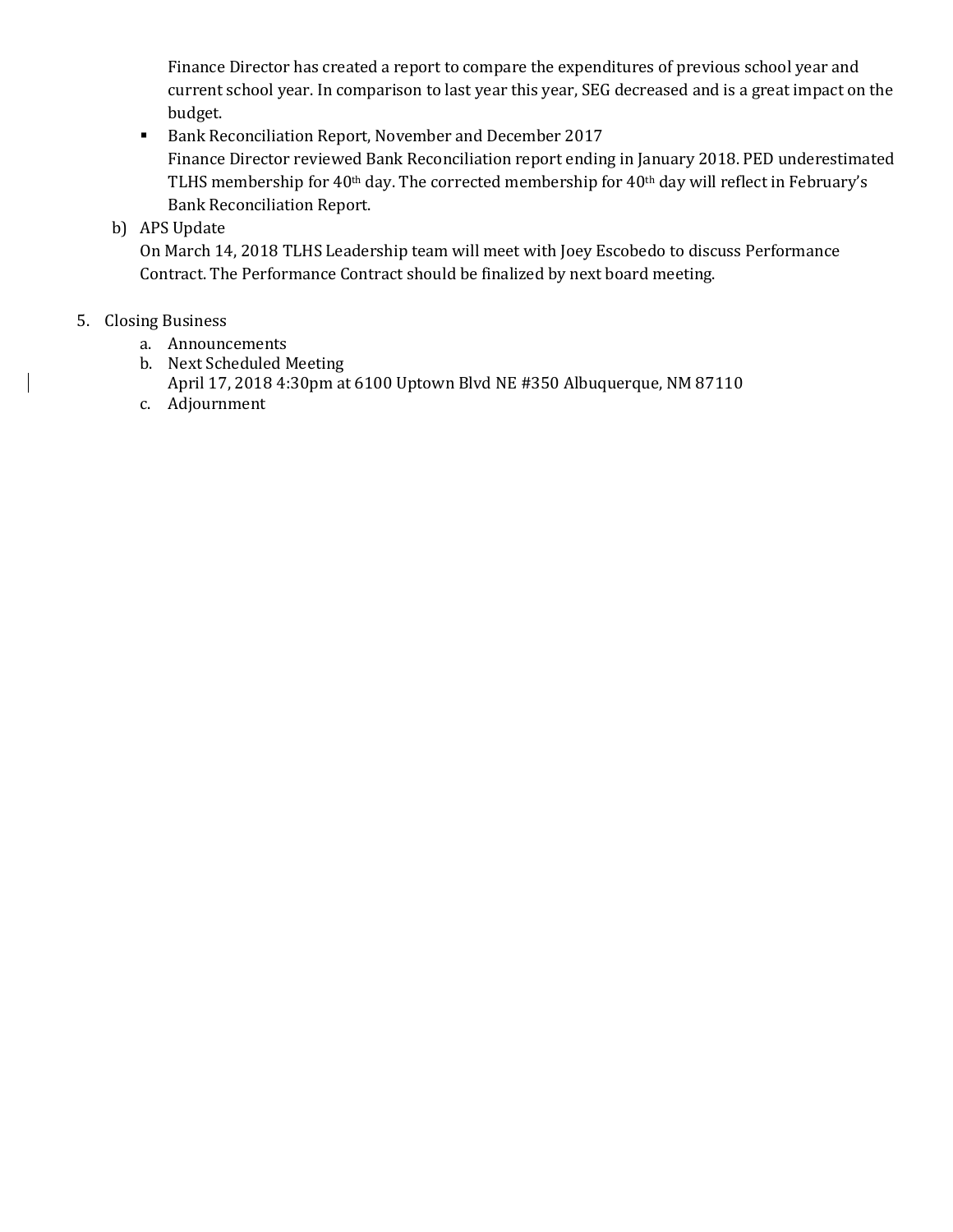Finance Director has created a report to compare the expenditures of previous school year and current school year. In comparison to last year this year, SEG decreased and is a great impact on the budget.

- Bank Reconciliation Report, November and December 2017
  Finance Director reviewed Bank Reconciliation report ending in January 2018. PED underestimated TLHS membership for 40th day. The corrected membership for 40th day will reflect in February's Bank Reconciliation Report.

b) APS Update
   On March 14, 2018 TLHS Leadership team will meet with Joey Escobedo to discuss Performance Contract. The Performance Contract should be finalized by next board meeting.

5. Closing Business
   a. Announcements
   b. Next Scheduled Meeting
      April 17, 2018 4:30pm at 6100 Uptown Blvd NE #350 Albuquerque, NM 87110
   c. Adjournment